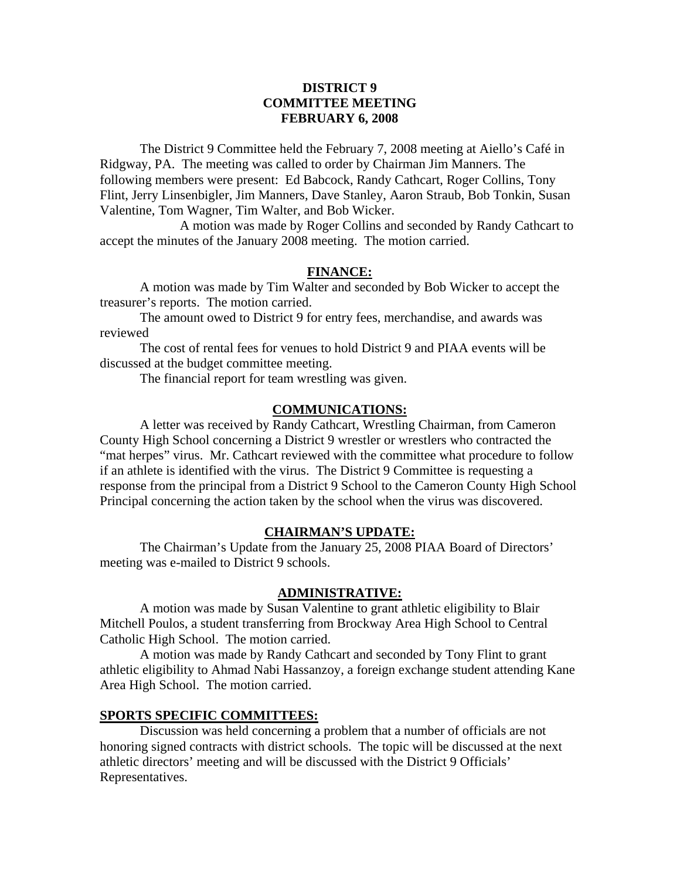# DISTRICT 9
# COMMITTEE MEETING
# FEBRUARY 6, 2008

The District 9 Committee held the February 7, 2008 meeting at Aiello's Café in Ridgway, PA. The meeting was called to order by Chairman Jim Manners. The following members were present: Ed Babcock, Randy Cathcart, Roger Collins, Tony Flint, Jerry Linsenbigler, Jim Manners, Dave Stanley, Aaron Straub, Bob Tonkin, Susan Valentine, Tom Wagner, Tim Walter, and Bob Wicker.

A motion was made by Roger Collins and seconded by Randy Cathcart to accept the minutes of the January 2008 meeting. The motion carried.

## FINANCE:

A motion was made by Tim Walter and seconded by Bob Wicker to accept the treasurer's reports. The motion carried.

The amount owed to District 9 for entry fees, merchandise, and awards was reviewed

The cost of rental fees for venues to hold District 9 and PIAA events will be discussed at the budget committee meeting.

The financial report for team wrestling was given.

## COMMUNICATIONS:

A letter was received by Randy Cathcart, Wrestling Chairman, from Cameron County High School concerning a District 9 wrestler or wrestlers who contracted the "mat herpes" virus. Mr. Cathcart reviewed with the committee what procedure to follow if an athlete is identified with the virus. The District 9 Committee is requesting a response from the principal from a District 9 School to the Cameron County High School Principal concerning the action taken by the school when the virus was discovered.

## CHAIRMAN'S UPDATE:

The Chairman's Update from the January 25, 2008 PIAA Board of Directors' meeting was e-mailed to District 9 schools.

## ADMINISTRATIVE:

A motion was made by Susan Valentine to grant athletic eligibility to Blair Mitchell Poulos, a student transferring from Brockway Area High School to Central Catholic High School. The motion carried.

A motion was made by Randy Cathcart and seconded by Tony Flint to grant athletic eligibility to Ahmad Nabi Hassanzoy, a foreign exchange student attending Kane Area High School. The motion carried.

## SPORTS SPECIFIC COMMITTEES:

Discussion was held concerning a problem that a number of officials are not honoring signed contracts with district schools. The topic will be discussed at the next athletic directors' meeting and will be discussed with the District 9 Officials' Representatives.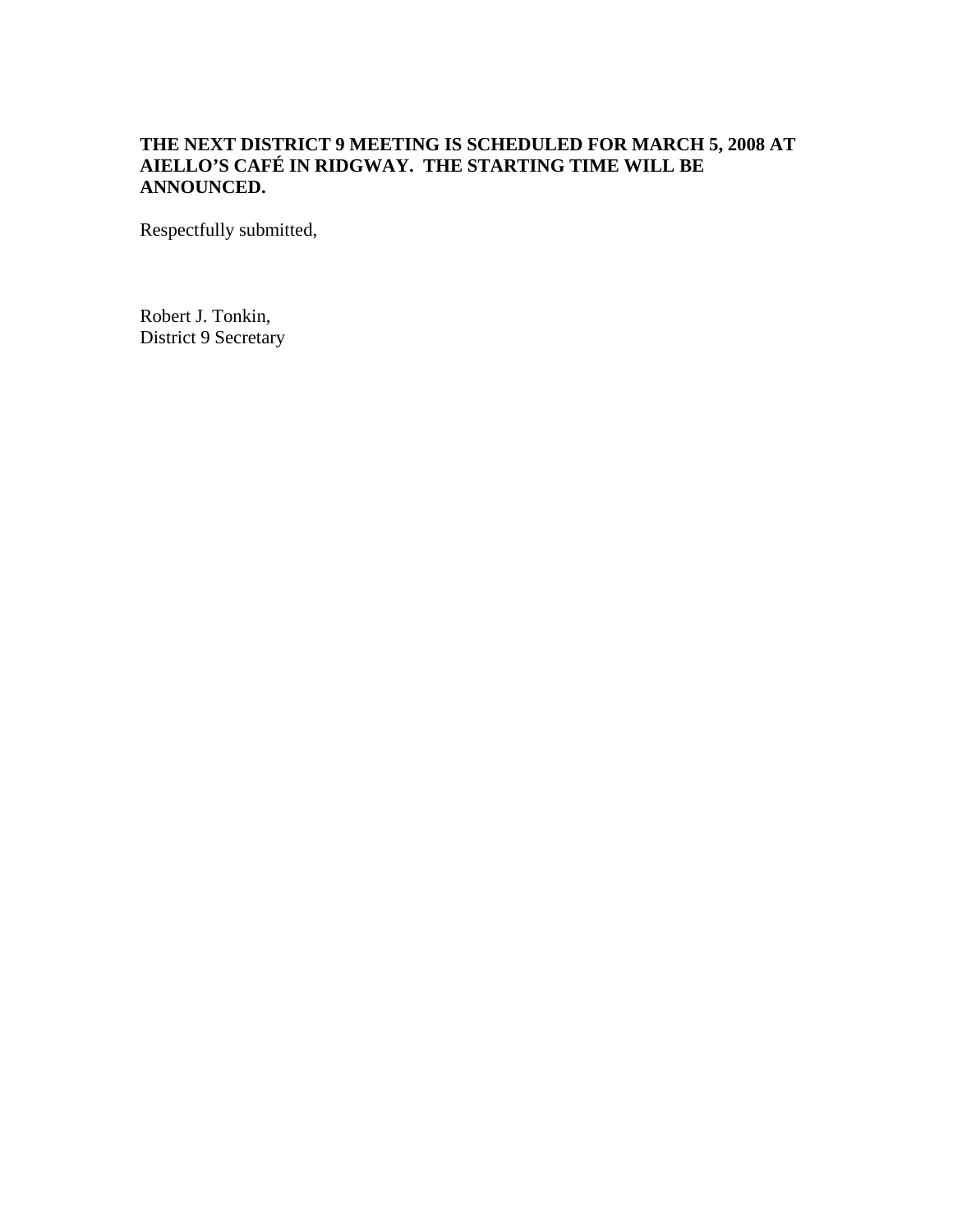**THE NEXT DISTRICT 9 MEETING IS SCHEDULED FOR MARCH 5, 2008 AT AIELLO'S CAFÉ IN RIDGWAY. THE STARTING TIME WILL BE ANNOUNCED.**

Respectfully submitted,

Robert J. Tonkin,
District 9 Secretary